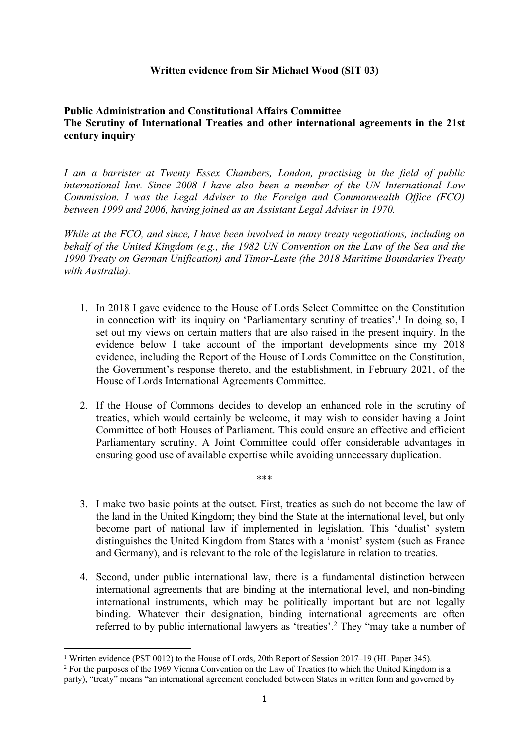**Written evidence from Sir Michael Wood (SIT 03)**

**Public Administration and Constitutional Affairs Committee**
**The Scrutiny of International Treaties and other international agreements in the 21st century inquiry**

*I am a barrister at Twenty Essex Chambers, London, practising in the field of public international law. Since 2008 I have also been a member of the UN International Law Commission. I was the Legal Adviser to the Foreign and Commonwealth Office (FCO) between 1999 and 2006, having joined as an Assistant Legal Adviser in 1970.*

*While at the FCO, and since, I have been involved in many treaty negotiations, including on behalf of the United Kingdom (e.g., the 1982 UN Convention on the Law of the Sea and the 1990 Treaty on German Unification) and Timor-Leste (the 2018 Maritime Boundaries Treaty with Australia).*

1. In 2018 I gave evidence to the House of Lords Select Committee on the Constitution in connection with its inquiry on 'Parliamentary scrutiny of treaties'.[1] In doing so, I set out my views on certain matters that are also raised in the present inquiry. In the evidence below I take account of the important developments since my 2018 evidence, including the Report of the House of Lords Committee on the Constitution, the Government's response thereto, and the establishment, in February 2021, of the House of Lords International Agreements Committee.

2. If the House of Commons decides to develop an enhanced role in the scrutiny of treaties, which would certainly be welcome, it may wish to consider having a Joint Committee of both Houses of Parliament. This could ensure an effective and efficient Parliamentary scrutiny. A Joint Committee could offer considerable advantages in ensuring good use of available expertise while avoiding unnecessary duplication.

\*\*\*

3. I make two basic points at the outset. First, treaties as such do not become the law of the land in the United Kingdom; they bind the State at the international level, but only become part of national law if implemented in legislation. This 'dualist' system distinguishes the United Kingdom from States with a 'monist' system (such as France and Germany), and is relevant to the role of the legislature in relation to treaties.

4. Second, under public international law, there is a fundamental distinction between international agreements that are binding at the international level, and non-binding international instruments, which may be politically important but are not legally binding. Whatever their designation, binding international agreements are often referred to by public international lawyers as 'treaties'.[2] They "may take a number of

[1] Written evidence (PST 0012) to the House of Lords, 20th Report of Session 2017–19 (HL Paper 345).

[2] For the purposes of the 1969 Vienna Convention on the Law of Treaties (to which the United Kingdom is a party), "treaty" means "an international agreement concluded between States in written form and governed by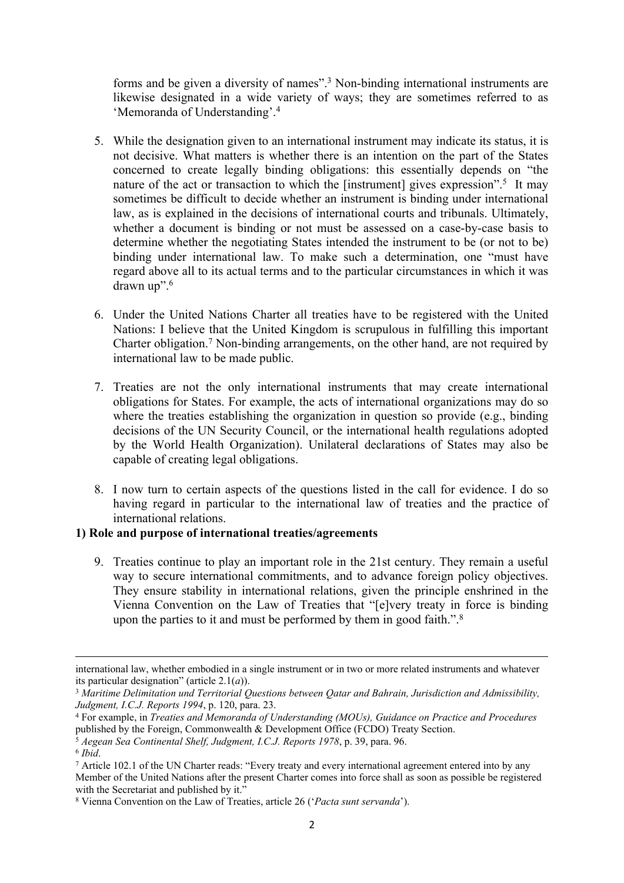forms and be given a diversity of names".[3] Non-binding international instruments are likewise designated in a wide variety of ways; they are sometimes referred to as 'Memoranda of Understanding'.[4]

5. While the designation given to an international instrument may indicate its status, it is not decisive. What matters is whether there is an intention on the part of the States concerned to create legally binding obligations: this essentially depends on "the nature of the act or transaction to which the [instrument] gives expression".[5] It may sometimes be difficult to decide whether an instrument is binding under international law, as is explained in the decisions of international courts and tribunals. Ultimately, whether a document is binding or not must be assessed on a case-by-case basis to determine whether the negotiating States intended the instrument to be (or not to be) binding under international law. To make such a determination, one "must have regard above all to its actual terms and to the particular circumstances in which it was drawn up".[6]

6. Under the United Nations Charter all treaties have to be registered with the United Nations: I believe that the United Kingdom is scrupulous in fulfilling this important Charter obligation.[7] Non-binding arrangements, on the other hand, are not required by international law to be made public.

7. Treaties are not the only international instruments that may create international obligations for States. For example, the acts of international organizations may do so where the treaties establishing the organization in question so provide (e.g., binding decisions of the UN Security Council, or the international health regulations adopted by the World Health Organization). Unilateral declarations of States may also be capable of creating legal obligations.

8. I now turn to certain aspects of the questions listed in the call for evidence. I do so having regard in particular to the international law of treaties and the practice of international relations.

**1) Role and purpose of international treaties/agreements**

9. Treaties continue to play an important role in the 21st century. They remain a useful way to secure international commitments, and to advance foreign policy objectives. They ensure stability in international relations, given the principle enshrined in the Vienna Convention on the Law of Treaties that "[e]very treaty in force is binding upon the parties to it and must be performed by them in good faith.".[8]

---

international law, whether embodied in a single instrument or in two or more related instruments and whatever its particular designation" (article 2.1(*a*)).

[3] *Maritime Delimitation und Territorial Questions between Qatar and Bahrain, Jurisdiction and Admissibility, Judgment, I.C.J. Reports 1994*, p. 120, para. 23.

[4] For example, in *Treaties and Memoranda of Understanding (MOUs), Guidance on Practice and Procedures* published by the Foreign, Commonwealth & Development Office (FCDO) Treaty Section.

[5] *Aegean Sea Continental Shelf, Judgment, I.C.J. Reports 1978*, p. 39, para. 96.

[6] *Ibid*.

[7] Article 102.1 of the UN Charter reads: "Every treaty and every international agreement entered into by any Member of the United Nations after the present Charter comes into force shall as soon as possible be registered with the Secretariat and published by it."

[8] Vienna Convention on the Law of Treaties, article 26 ('*Pacta sunt servanda*').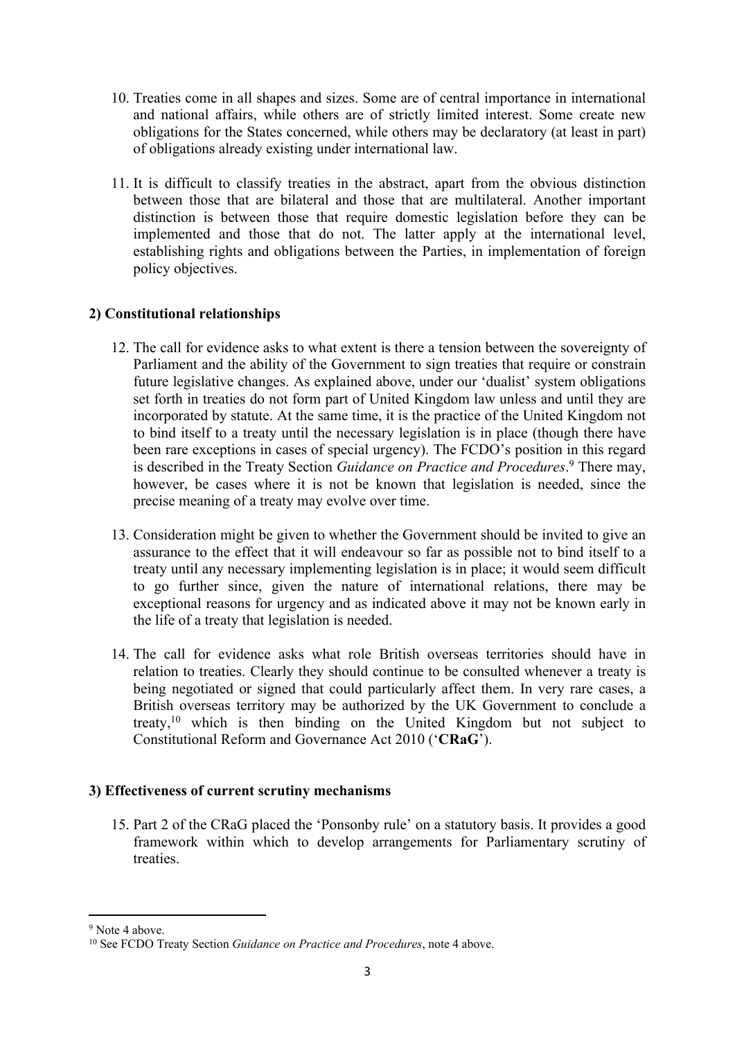10. Treaties come in all shapes and sizes. Some are of central importance in international and national affairs, while others are of strictly limited interest. Some create new obligations for the States concerned, while others may be declaratory (at least in part) of obligations already existing under international law.

11. It is difficult to classify treaties in the abstract, apart from the obvious distinction between those that are bilateral and those that are multilateral. Another important distinction is between those that require domestic legislation before they can be implemented and those that do not. The latter apply at the international level, establishing rights and obligations between the Parties, in implementation of foreign policy objectives.

## 2) Constitutional relationships

12. The call for evidence asks to what extent is there a tension between the sovereignty of Parliament and the ability of the Government to sign treaties that require or constrain future legislative changes. As explained above, under our 'dualist' system obligations set forth in treaties do not form part of United Kingdom law unless and until they are incorporated by statute. At the same time, it is the practice of the United Kingdom not to bind itself to a treaty until the necessary legislation is in place (though there have been rare exceptions in cases of special urgency). The FCDO's position in this regard is described in the Treaty Section *Guidance on Practice and Procedures*.[9] There may, however, be cases where it is not be known that legislation is needed, since the precise meaning of a treaty may evolve over time.

13. Consideration might be given to whether the Government should be invited to give an assurance to the effect that it will endeavour so far as possible not to bind itself to a treaty until any necessary implementing legislation is in place; it would seem difficult to go further since, given the nature of international relations, there may be exceptional reasons for urgency and as indicated above it may not be known early in the life of a treaty that legislation is needed.

14. The call for evidence asks what role British overseas territories should have in relation to treaties. Clearly they should continue to be consulted whenever a treaty is being negotiated or signed that could particularly affect them. In very rare cases, a British overseas territory may be authorized by the UK Government to conclude a treaty,[10] which is then binding on the United Kingdom but not subject to Constitutional Reform and Governance Act 2010 ('**CRaG**').

## 3) Effectiveness of current scrutiny mechanisms

15. Part 2 of the CRaG placed the 'Ponsonby rule' on a statutory basis. It provides a good framework within which to develop arrangements for Parliamentary scrutiny of treaties.

---

[9] Note 4 above.

[10] See FCDO Treaty Section *Guidance on Practice and Procedures*, note 4 above.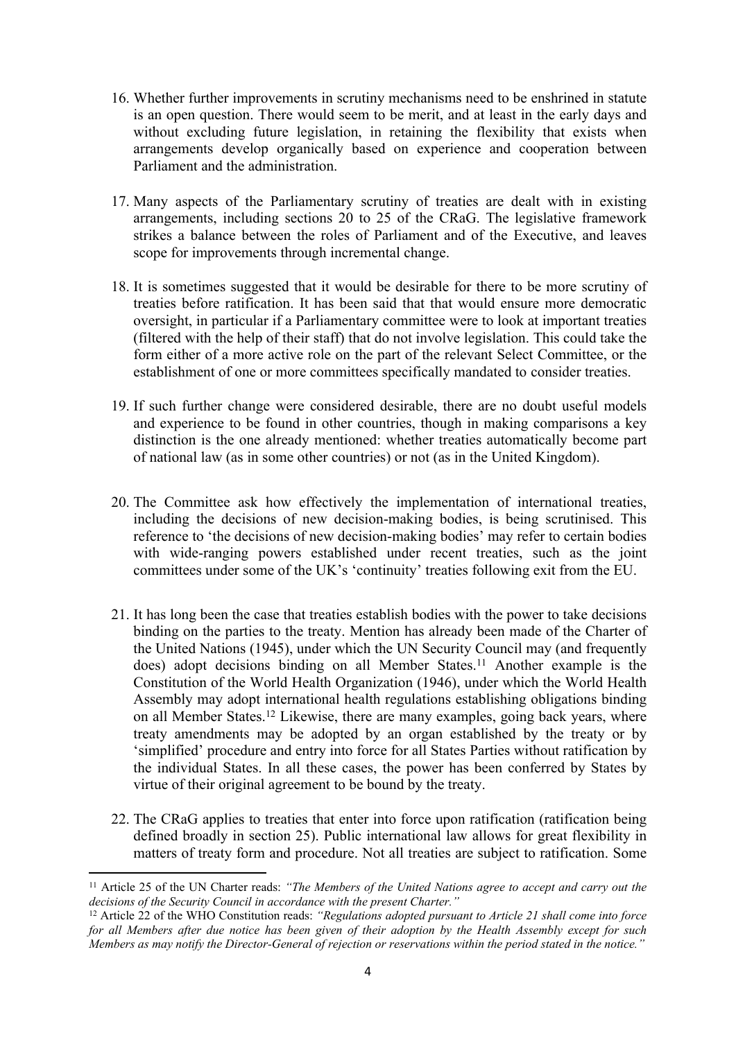16. Whether further improvements in scrutiny mechanisms need to be enshrined in statute is an open question. There would seem to be merit, and at least in the early days and without excluding future legislation, in retaining the flexibility that exists when arrangements develop organically based on experience and cooperation between Parliament and the administration.

17. Many aspects of the Parliamentary scrutiny of treaties are dealt with in existing arrangements, including sections 20 to 25 of the CRaG. The legislative framework strikes a balance between the roles of Parliament and of the Executive, and leaves scope for improvements through incremental change.

18. It is sometimes suggested that it would be desirable for there to be more scrutiny of treaties before ratification. It has been said that that would ensure more democratic oversight, in particular if a Parliamentary committee were to look at important treaties (filtered with the help of their staff) that do not involve legislation. This could take the form either of a more active role on the part of the relevant Select Committee, or the establishment of one or more committees specifically mandated to consider treaties.

19. If such further change were considered desirable, there are no doubt useful models and experience to be found in other countries, though in making comparisons a key distinction is the one already mentioned: whether treaties automatically become part of national law (as in some other countries) or not (as in the United Kingdom).

20. The Committee ask how effectively the implementation of international treaties, including the decisions of new decision-making bodies, is being scrutinised. This reference to 'the decisions of new decision-making bodies' may refer to certain bodies with wide-ranging powers established under recent treaties, such as the joint committees under some of the UK's 'continuity' treaties following exit from the EU.

21. It has long been the case that treaties establish bodies with the power to take decisions binding on the parties to the treaty. Mention has already been made of the Charter of the United Nations (1945), under which the UN Security Council may (and frequently does) adopt decisions binding on all Member States.[11] Another example is the Constitution of the World Health Organization (1946), under which the World Health Assembly may adopt international health regulations establishing obligations binding on all Member States.[12] Likewise, there are many examples, going back years, where treaty amendments may be adopted by an organ established by the treaty or by 'simplified' procedure and entry into force for all States Parties without ratification by the individual States. In all these cases, the power has been conferred by States by virtue of their original agreement to be bound by the treaty.

22. The CRaG applies to treaties that enter into force upon ratification (ratification being defined broadly in section 25). Public international law allows for great flexibility in matters of treaty form and procedure. Not all treaties are subject to ratification. Some

[11] Article 25 of the UN Charter reads: *"The Members of the United Nations agree to accept and carry out the decisions of the Security Council in accordance with the present Charter."*

[12] Article 22 of the WHO Constitution reads: *"Regulations adopted pursuant to Article 21 shall come into force for all Members after due notice has been given of their adoption by the Health Assembly except for such Members as may notify the Director-General of rejection or reservations within the period stated in the notice."*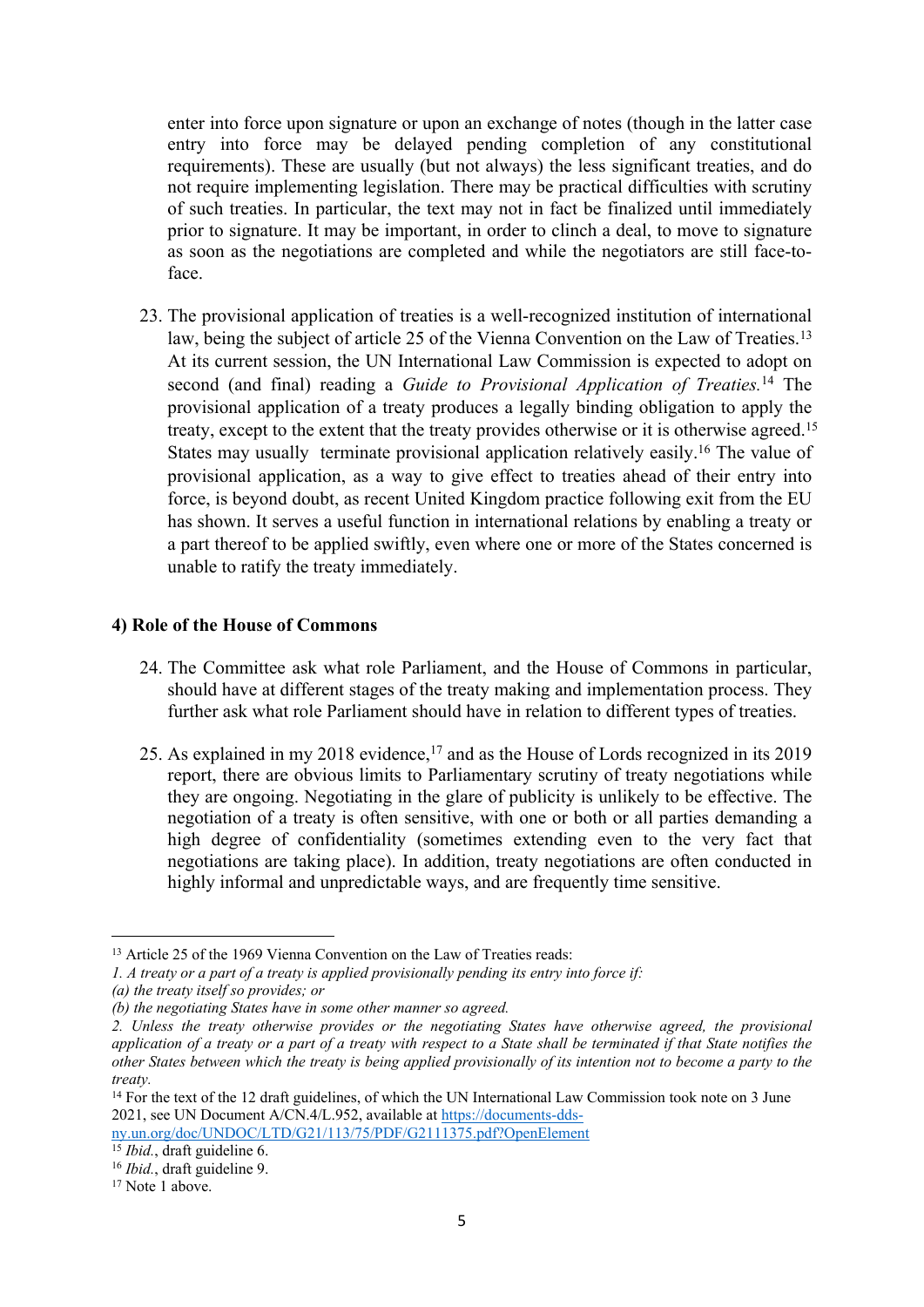enter into force upon signature or upon an exchange of notes (though in the latter case entry into force may be delayed pending completion of any constitutional requirements). These are usually (but not always) the less significant treaties, and do not require implementing legislation. There may be practical difficulties with scrutiny of such treaties. In particular, the text may not in fact be finalized until immediately prior to signature. It may be important, in order to clinch a deal, to move to signature as soon as the negotiations are completed and while the negotiators are still face-to-face.

23. The provisional application of treaties is a well-recognized institution of international law, being the subject of article 25 of the Vienna Convention on the Law of Treaties.[13] At its current session, the UN International Law Commission is expected to adopt on second (and final) reading a *Guide to Provisional Application of Treaties.*[14] The provisional application of a treaty produces a legally binding obligation to apply the treaty, except to the extent that the treaty provides otherwise or it is otherwise agreed.[15] States may usually terminate provisional application relatively easily.[16] The value of provisional application, as a way to give effect to treaties ahead of their entry into force, is beyond doubt, as recent United Kingdom practice following exit from the EU has shown. It serves a useful function in international relations by enabling a treaty or a part thereof to be applied swiftly, even where one or more of the States concerned is unable to ratify the treaty immediately.

**4) Role of the House of Commons**

24. The Committee ask what role Parliament, and the House of Commons in particular, should have at different stages of the treaty making and implementation process. They further ask what role Parliament should have in relation to different types of treaties.

25. As explained in my 2018 evidence,[17] and as the House of Lords recognized in its 2019 report, there are obvious limits to Parliamentary scrutiny of treaty negotiations while they are ongoing. Negotiating in the glare of publicity is unlikely to be effective. The negotiation of a treaty is often sensitive, with one or both or all parties demanding a high degree of confidentiality (sometimes extending even to the very fact that negotiations are taking place). In addition, treaty negotiations are often conducted in highly informal and unpredictable ways, and are frequently time sensitive.

---

[13] Article 25 of the 1969 Vienna Convention on the Law of Treaties reads:
*1. A treaty or a part of a treaty is applied provisionally pending its entry into force if:*
*(a) the treaty itself so provides; or*
*(b) the negotiating States have in some other manner so agreed.*
*2. Unless the treaty otherwise provides or the negotiating States have otherwise agreed, the provisional application of a treaty or a part of a treaty with respect to a State shall be terminated if that State notifies the other States between which the treaty is being applied provisionally of its intention not to become a party to the treaty.*

[14] For the text of the 12 draft guidelines, of which the UN International Law Commission took note on 3 June 2021, see UN Document A/CN.4/L.952, available at [https://documents-dds-ny.un.org/doc/UNDOC/LTD/G21/113/75/PDF/G2111375.pdf?OpenElement](https://documents-dds-ny.un.org/doc/UNDOC/LTD/G21/113/75/PDF/G2111375.pdf?OpenElement)

[15] *Ibid.*, draft guideline 6.

[16] *Ibid.*, draft guideline 9.

[17] Note 1 above.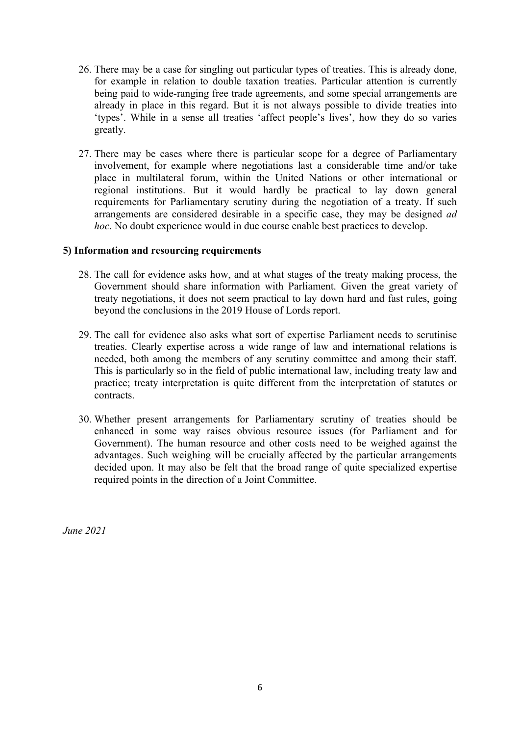26. There may be a case for singling out particular types of treaties. This is already done, for example in relation to double taxation treaties. Particular attention is currently being paid to wide-ranging free trade agreements, and some special arrangements are already in place in this regard. But it is not always possible to divide treaties into 'types'. While in a sense all treaties 'affect people's lives', how they do so varies greatly.

27. There may be cases where there is particular scope for a degree of Parliamentary involvement, for example where negotiations last a considerable time and/or take place in multilateral forum, within the United Nations or other international or regional institutions. But it would hardly be practical to lay down general requirements for Parliamentary scrutiny during the negotiation of a treaty. If such arrangements are considered desirable in a specific case, they may be designed *ad hoc*. No doubt experience would in due course enable best practices to develop.

**5) Information and resourcing requirements**

28. The call for evidence asks how, and at what stages of the treaty making process, the Government should share information with Parliament. Given the great variety of treaty negotiations, it does not seem practical to lay down hard and fast rules, going beyond the conclusions in the 2019 House of Lords report.

29. The call for evidence also asks what sort of expertise Parliament needs to scrutinise treaties. Clearly expertise across a wide range of law and international relations is needed, both among the members of any scrutiny committee and among their staff. This is particularly so in the field of public international law, including treaty law and practice; treaty interpretation is quite different from the interpretation of statutes or contracts.

30. Whether present arrangements for Parliamentary scrutiny of treaties should be enhanced in some way raises obvious resource issues (for Parliament and for Government). The human resource and other costs need to be weighed against the advantages. Such weighing will be crucially affected by the particular arrangements decided upon. It may also be felt that the broad range of quite specialized expertise required points in the direction of a Joint Committee.

*June 2021*